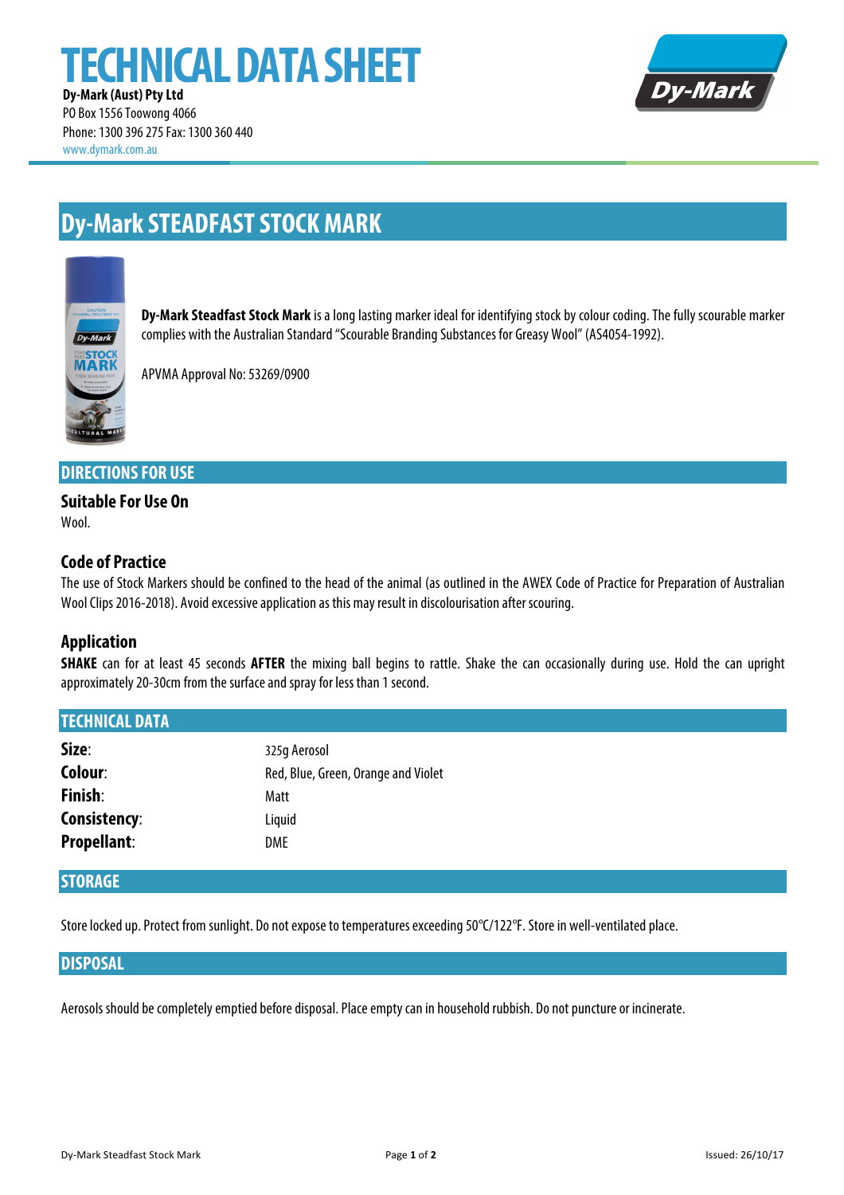# TECHNICAL DATA SHEET

**Dy-Mark (Aust) Pty Ltd**
PO Box 1556 Toowong 4066
Phone: 1300 396 275 Fax: 1300 360 440
www.dymark.com.au

# Dy-Mark STEADFAST STOCK MARK

**Dy-Mark Steadfast Stock Mark** is a long lasting marker ideal for identifying stock by colour coding. The fully scourable marker complies with the Australian Standard "Scourable Branding Substances for Greasy Wool" (AS4054-1992).

APVMA Approval No: 53269/0900

## DIRECTIONS FOR USE

### Suitable For Use On

Wool.

### Code of Practice

The use of Stock Markers should be confined to the head of the animal (as outlined in the AWEX Code of Practice for Preparation of Australian Wool Clips 2016-2018). Avoid excessive application as this may result in discolourisation after scouring.

### Application

**SHAKE** can for at least 45 seconds **AFTER** the mixing ball begins to rattle. Shake the can occasionally during use. Hold the can upright approximately 20-30cm from the surface and spray for less than 1 second.

## TECHNICAL DATA

| | |
|---|---|
| **Size**: | 325g Aerosol |
| **Colour**: | Red, Blue, Green, Orange and Violet |
| **Finish**: | Matt |
| **Consistency**: | Liquid |
| **Propellant**: | DME |

## STORAGE

Store locked up. Protect from sunlight. Do not expose to temperatures exceeding 50°C/122°F. Store in well-ventilated place.

## DISPOSAL

Aerosols should be completely emptied before disposal. Place empty can in household rubbish. Do not puncture or incinerate.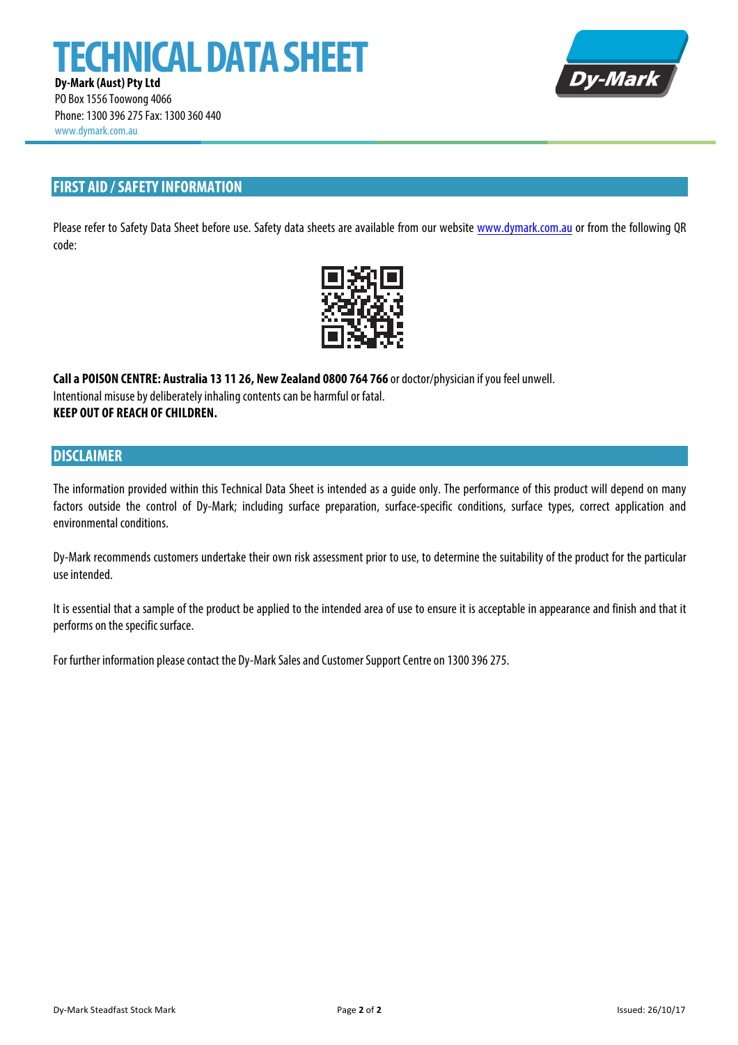# TECHNICAL DATA SHEET

**Dy-Mark (Aust) Pty Ltd**
PO Box 1556 Toowong 4066
Phone: 1300 396 275 Fax: 1300 360 440
www.dymark.com.au

## FIRST AID / SAFETY INFORMATION

Please refer to Safety Data Sheet before use. Safety data sheets are available from our website www.dymark.com.au or from the following QR code:

**Call a POISON CENTRE: Australia 13 11 26, New Zealand 0800 764 766** or doctor/physician if you feel unwell.
Intentional misuse by deliberately inhaling contents can be harmful or fatal.
**KEEP OUT OF REACH OF CHILDREN.**

## DISCLAIMER

The information provided within this Technical Data Sheet is intended as a guide only. The performance of this product will depend on many factors outside the control of Dy-Mark; including surface preparation, surface-specific conditions, surface types, correct application and environmental conditions.

Dy-Mark recommends customers undertake their own risk assessment prior to use, to determine the suitability of the product for the particular use intended.

It is essential that a sample of the product be applied to the intended area of use to ensure it is acceptable in appearance and finish and that it performs on the specific surface.

For further information please contact the Dy-Mark Sales and Customer Support Centre on 1300 396 275.